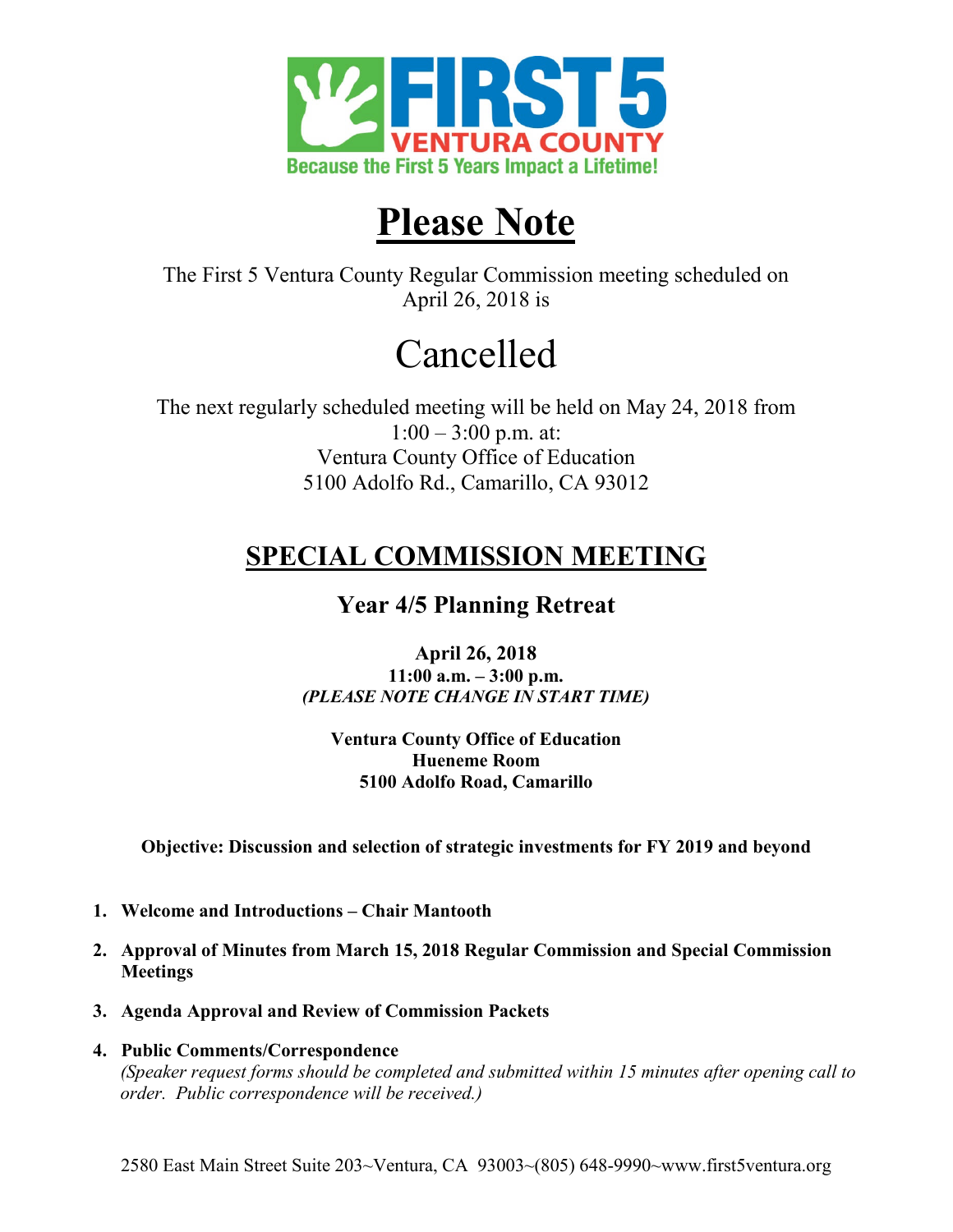FIRST 5 VENTURA COUNTY

Because the First 5 Years Impact a Lifetime!

# Please Note

The First 5 Ventura County Regular Commission meeting scheduled on April 26, 2018 is

# Cancelled

The next regularly scheduled meeting will be held on May 24, 2018 from 1:00 – 3:00 p.m. at:
Ventura County Office of Education
5100 Adolfo Rd., Camarillo, CA 93012

## SPECIAL COMMISSION MEETING

### Year 4/5 Planning Retreat

**April 26, 2018**
**11:00 a.m. – 3:00 p.m.**
***(PLEASE NOTE CHANGE IN START TIME)***

**Ventura County Office of Education**
**Hueneme Room**
**5100 Adolfo Road, Camarillo**

**Objective: Discussion and selection of strategic investments for FY 2019 and beyond**

1. **Welcome and Introductions – Chair Mantooth**
2. **Approval of Minutes from March 15, 2018 Regular Commission and Special Commission Meetings**
3. **Agenda Approval and Review of Commission Packets**
4. **Public Comments/Correspondence**
   *(Speaker request forms should be completed and submitted within 15 minutes after opening call to order. Public correspondence will be received.)*

2580 East Main Street Suite 203~Ventura, CA 93003~(805) 648-9990~www.first5ventura.org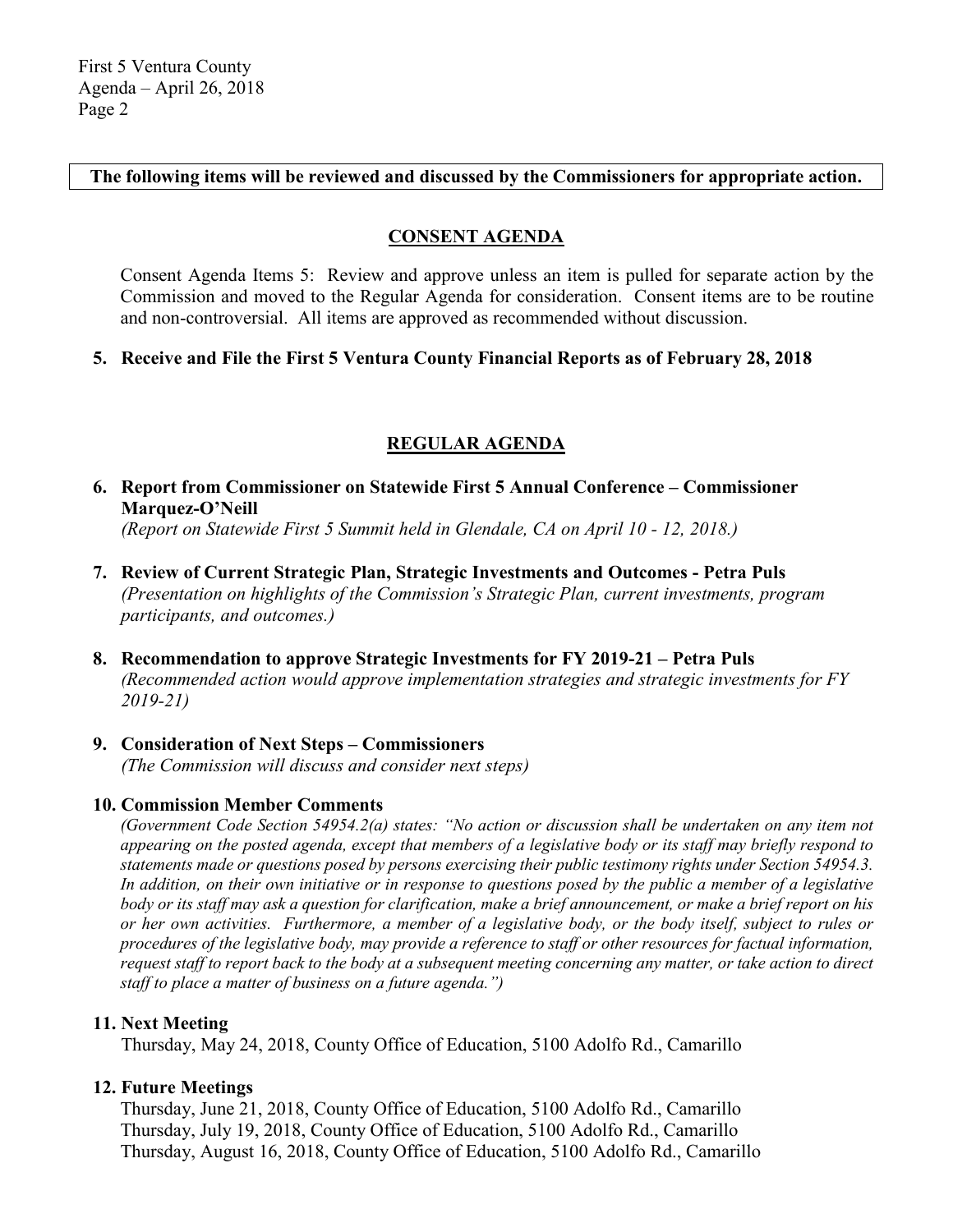**The following items will be reviewed and discussed by the Commissioners for appropriate action.**

## CONSENT AGENDA

Consent Agenda Items 5: Review and approve unless an item is pulled for separate action by the Commission and moved to the Regular Agenda for consideration. Consent items are to be routine and non-controversial. All items are approved as recommended without discussion.

**5. Receive and File the First 5 Ventura County Financial Reports as of February 28, 2018**

## REGULAR AGENDA

**6. Report from Commissioner on Statewide First 5 Annual Conference – Commissioner Marquez-O'Neill**
*(Report on Statewide First 5 Summit held in Glendale, CA on April 10 - 12, 2018.)*

**7. Review of Current Strategic Plan, Strategic Investments and Outcomes - Petra Puls**
*(Presentation on highlights of the Commission's Strategic Plan, current investments, program participants, and outcomes.)*

**8. Recommendation to approve Strategic Investments for FY 2019-21 – Petra Puls**
*(Recommended action would approve implementation strategies and strategic investments for FY 2019-21)*

**9. Consideration of Next Steps – Commissioners**
*(The Commission will discuss and consider next steps)*

**10. Commission Member Comments**
*(Government Code Section 54954.2(a) states: "No action or discussion shall be undertaken on any item not appearing on the posted agenda, except that members of a legislative body or its staff may briefly respond to statements made or questions posed by persons exercising their public testimony rights under Section 54954.3. In addition, on their own initiative or in response to questions posed by the public a member of a legislative body or its staff may ask a question for clarification, make a brief announcement, or make a brief report on his or her own activities. Furthermore, a member of a legislative body, or the body itself, subject to rules or procedures of the legislative body, may provide a reference to staff or other resources for factual information, request staff to report back to the body at a subsequent meeting concerning any matter, or take action to direct staff to place a matter of business on a future agenda.")*

**11. Next Meeting**
Thursday, May 24, 2018, County Office of Education, 5100 Adolfo Rd., Camarillo

**12. Future Meetings**
Thursday, June 21, 2018, County Office of Education, 5100 Adolfo Rd., Camarillo
Thursday, July 19, 2018, County Office of Education, 5100 Adolfo Rd., Camarillo
Thursday, August 16, 2018, County Office of Education, 5100 Adolfo Rd., Camarillo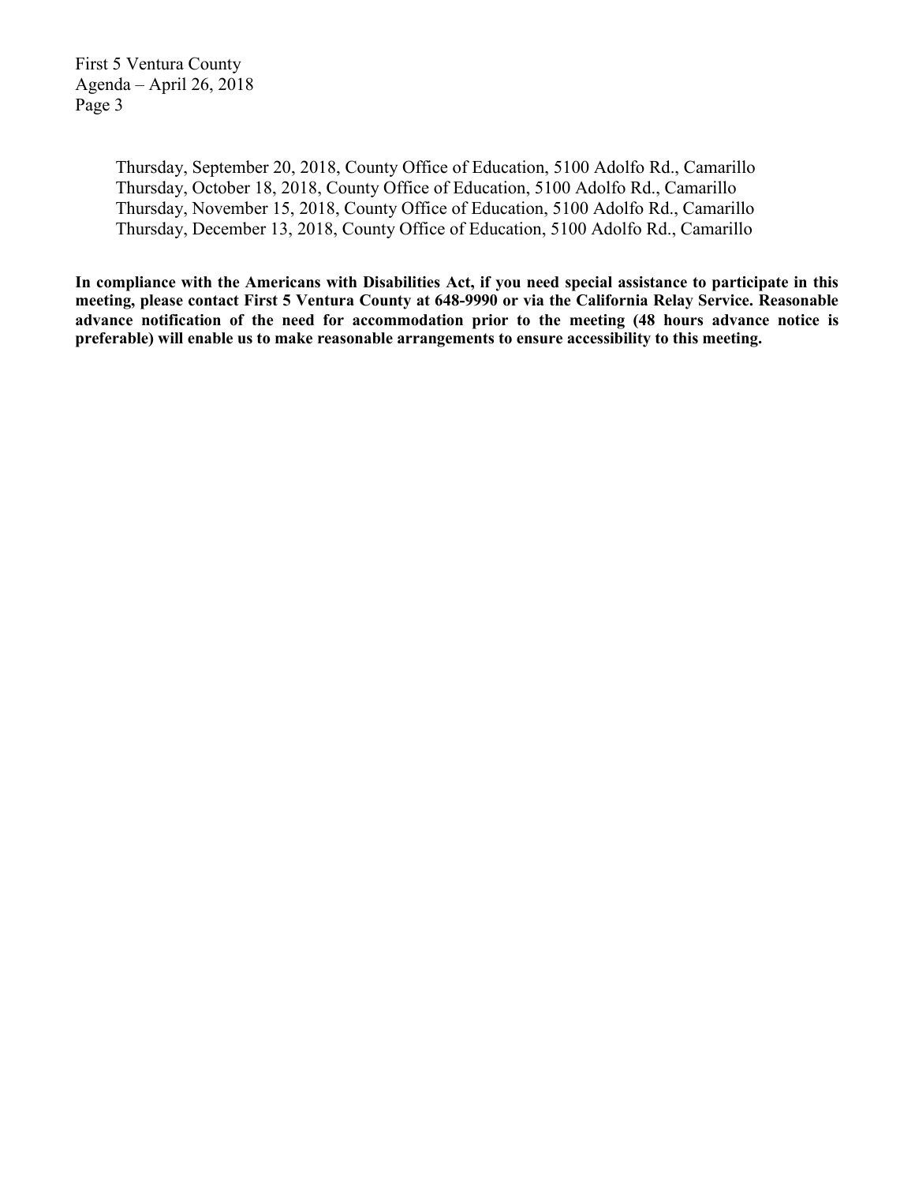Thursday, September 20, 2018, County Office of Education, 5100 Adolfo Rd., Camarillo
Thursday, October 18, 2018, County Office of Education, 5100 Adolfo Rd., Camarillo
Thursday, November 15, 2018, County Office of Education, 5100 Adolfo Rd., Camarillo
Thursday, December 13, 2018, County Office of Education, 5100 Adolfo Rd., Camarillo

**In compliance with the Americans with Disabilities Act, if you need special assistance to participate in this meeting, please contact First 5 Ventura County at 648-9990 or via the California Relay Service. Reasonable advance notification of the need for accommodation prior to the meeting (48 hours advance notice is preferable) will enable us to make reasonable arrangements to ensure accessibility to this meeting.**